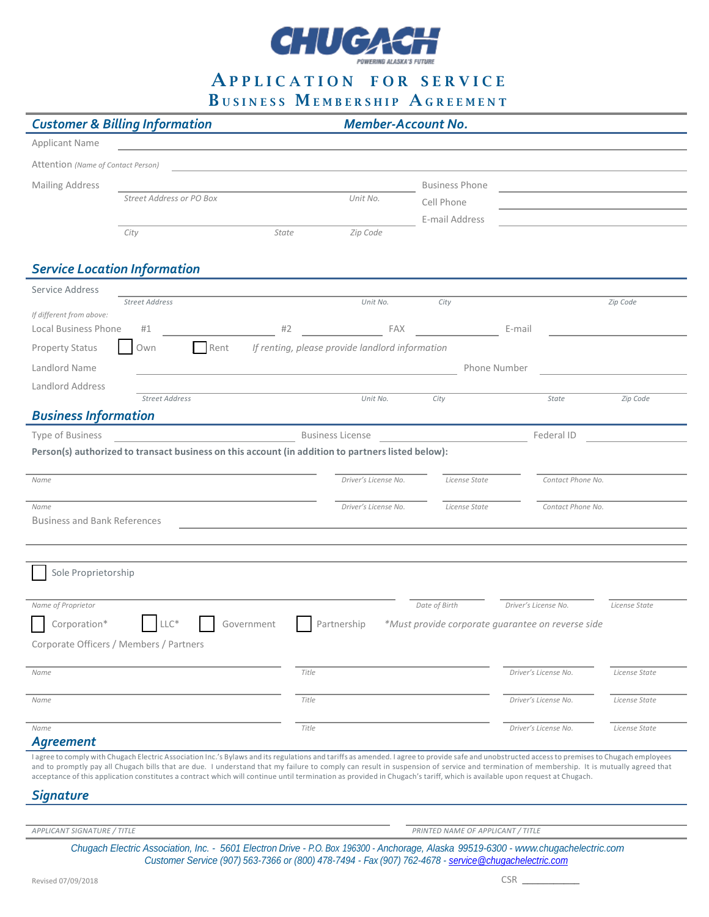# CHUGACH

POWERING ALASKA'S FUTURE

# Application for Service
## Business Membership Agreement

## Customer & Billing Information

**Member-Account No.**

Applicant Name \_\_\_\_\_\_\_\_\_\_\_\_\_\_\_\_\_\_\_\_\_\_\_\_\_\_\_\_\_\_\_\_\_\_\_\_\_\_\_\_

Attention *(Name of Contact Person)* \_\_\_\_\_\_\_\_\_\_\_\_\_\_\_\_\_\_\_\_\_\_\_\_\_\_\_\_\_\_\_\_\_\_\_\_\_\_\_\_

Mailing Address \_\_\_\_\_\_\_\_\_\_\_\_\_\_\_\_\_\_\_\_\_\_\_\_\_\_\_\_\_\_\_\_\_\_\_\_\_\_\_\_
*Street Address or PO Box* — *Unit No.*

\_\_\_\_\_\_\_\_\_\_\_\_\_\_\_\_\_\_\_\_\_\_\_\_\_\_\_\_\_\_\_\_\_\_\_\_\_\_\_\_
*City* — *State* — *Zip Code*

Business Phone \_\_\_\_\_\_\_\_\_\_\_\_\_\_\_\_\_\_\_\_

Cell Phone \_\_\_\_\_\_\_\_\_\_\_\_\_\_\_\_\_\_\_\_

E-mail Address \_\_\_\_\_\_\_\_\_\_\_\_\_\_\_\_\_\_\_\_

## Service Location Information

Service Address \_\_\_\_\_\_\_\_\_\_\_\_\_\_\_\_\_\_\_\_\_\_\_\_\_\_\_\_\_\_\_\_\_\_\_\_\_\_\_\_
*Street Address* — *Unit No.* — *City* — *Zip Code*

*If different from above:*
Local Business Phone #1 \_\_\_\_\_\_\_\_\_\_ #2 \_\_\_\_\_\_\_\_\_\_ FAX \_\_\_\_\_\_\_\_\_\_ E-mail \_\_\_\_\_\_\_\_\_\_

Property Status ☐ Own ☐ Rent *If renting, please provide landlord information*

Landlord Name \_\_\_\_\_\_\_\_\_\_\_\_\_\_\_\_\_\_\_\_\_\_\_\_\_\_\_\_\_\_ Phone Number \_\_\_\_\_\_\_\_\_\_\_\_\_\_\_\_\_\_\_\_

Landlord Address \_\_\_\_\_\_\_\_\_\_\_\_\_\_\_\_\_\_\_\_\_\_\_\_\_\_\_\_\_\_\_\_\_\_\_\_\_\_\_\_
*Street Address* — *Unit No.* — *City* — *State* — *Zip Code*

## Business Information

Type of Business \_\_\_\_\_\_\_\_\_\_\_\_\_\_\_\_\_\_\_\_ Business License \_\_\_\_\_\_\_\_\_\_\_\_\_\_\_\_\_\_\_\_ Federal ID \_\_\_\_\_\_\_\_\_\_\_\_\_\_\_\_\_\_\_\_

**Person(s) authorized to transact business on this account (in addition to partners listed below):**

| Name | Driver's License No. | License State | Contact Phone No. |
|---|---|---|---|
| | | | |
| | | | |

Business and Bank References \_\_\_\_\_\_\_\_\_\_\_\_\_\_\_\_\_\_\_\_\_\_\_\_\_\_\_\_\_\_\_\_\_\_\_\_\_\_\_\_

\_\_\_\_\_\_\_\_\_\_\_\_\_\_\_\_\_\_\_\_\_\_\_\_\_\_\_\_\_\_\_\_\_\_\_\_\_\_\_\_

☐ Sole Proprietorship

| Name of Proprietor | Date of Birth | Driver's License No. | License State |
|---|---|---|---|
| | | | |

☐ Corporation* ☐ LLC* ☐ Government ☐ Partnership *\*Must provide corporate guarantee on reverse side*

Corporate Officers / Members / Partners

| Name | Title | Driver's License No. | License State |
|---|---|---|---|
| | | | |
| | | | |
| | | | |

## Agreement

I agree to comply with Chugach Electric Association Inc.'s Bylaws and its regulations and tariffs as amended. I agree to provide safe and unobstructed access to premises to Chugach employees and to promptly pay all Chugach bills that are due. I understand that my failure to comply can result in suspension of service and termination of membership. It is mutually agreed that acceptance of this application constitutes a contract which will continue until termination as provided in Chugach's tariff, which is available upon request at Chugach.

## Signature

\_\_\_\_\_\_\_\_\_\_\_\_\_\_\_\_\_\_\_\_\_\_\_\_\_\_\_\_\_\_ \_\_\_\_\_\_\_\_\_\_\_\_\_\_\_\_\_\_\_\_\_\_\_\_\_\_\_\_\_\_
APPLICANT SIGNATURE / TITLE — PRINTED NAME OF APPLICANT / TITLE

*Chugach Electric Association, Inc. - 5601 Electron Drive - P.O. Box 196300 - Anchorage, Alaska 99519-6300 - www.chugachelectric.com*
*Customer Service (907) 563-7366 or (800) 478-7494 - Fax (907) 762-4678 - service@chugachelectric.com*

Revised 07/09/2018

CSR \_\_\_\_\_\_\_\_\_\_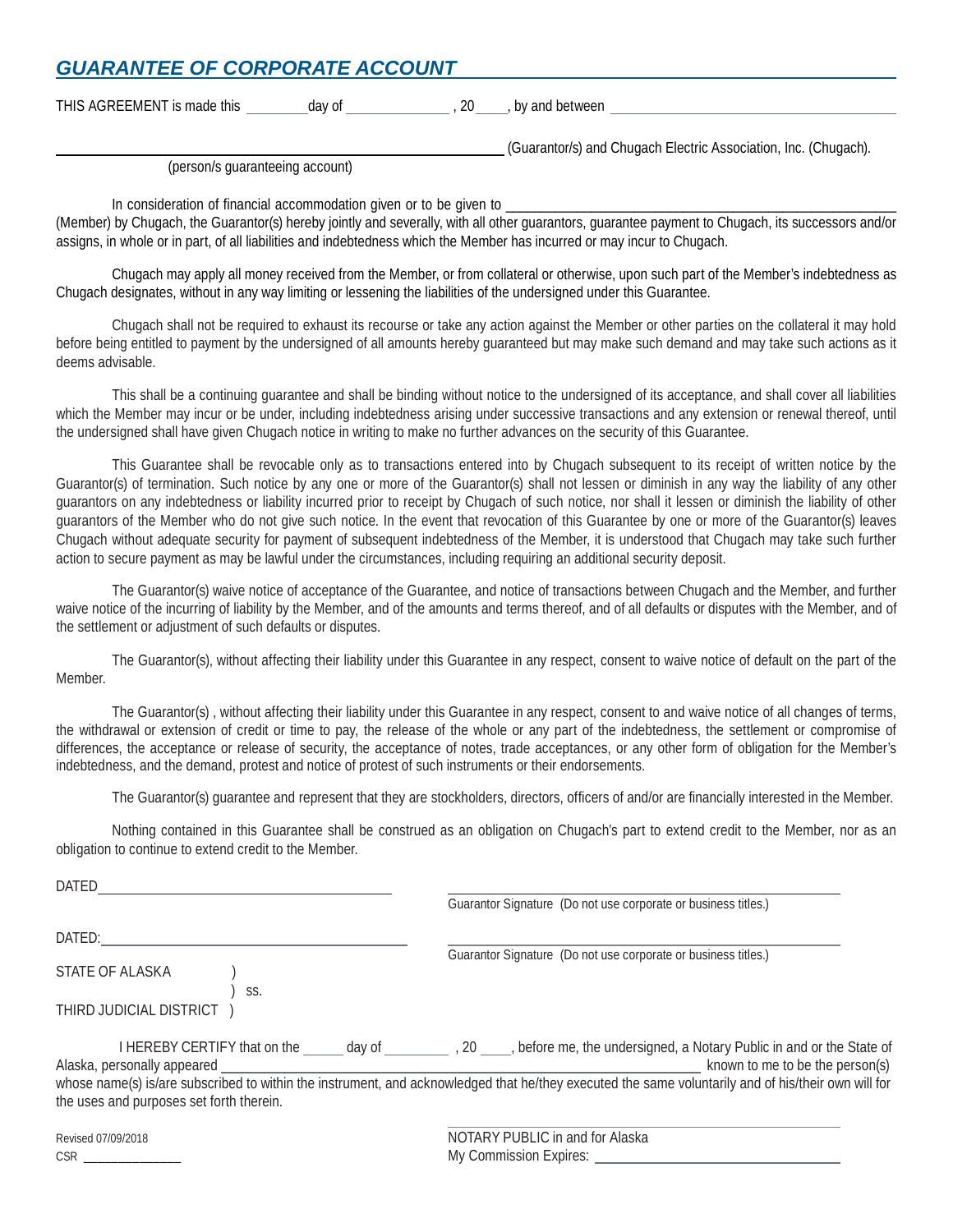## *GUARANTEE OF CORPORATE ACCOUNT*

THIS AGREEMENT is made this ________day of _____________ , 20____, by and between ______________________________________

_________________________________________________ (Guarantor/s) and Chugach Electric Association, Inc. (Chugach).
(person/s guaranteeing account)

In consideration of financial accommodation given or to be given to ______________________________________________________ (Member) by Chugach, the Guarantor(s) hereby jointly and severally, with all other guarantors, guarantee payment to Chugach, its successors and/or assigns, in whole or in part, of all liabilities and indebtedness which the Member has incurred or may incur to Chugach.

Chugach may apply all money received from the Member, or from collateral or otherwise, upon such part of the Member's indebtedness as Chugach designates, without in any way limiting or lessening the liabilities of the undersigned under this Guarantee.

Chugach shall not be required to exhaust its recourse or take any action against the Member or other parties on the collateral it may hold before being entitled to payment by the undersigned of all amounts hereby guaranteed but may make such demand and may take such actions as it deems advisable.

This shall be a continuing guarantee and shall be binding without notice to the undersigned of its acceptance, and shall cover all liabilities which the Member may incur or be under, including indebtedness arising under successive transactions and any extension or renewal thereof, until the undersigned shall have given Chugach notice in writing to make no further advances on the security of this Guarantee.

This Guarantee shall be revocable only as to transactions entered into by Chugach subsequent to its receipt of written notice by the Guarantor(s) of termination. Such notice by any one or more of the Guarantor(s) shall not lessen or diminish in any way the liability of any other guarantors on any indebtedness or liability incurred prior to receipt by Chugach of such notice, nor shall it lessen or diminish the liability of other guarantors of the Member who do not give such notice. In the event that revocation of this Guarantee by one or more of the Guarantor(s) leaves Chugach without adequate security for payment of subsequent indebtedness of the Member, it is understood that Chugach may take such further action to secure payment as may be lawful under the circumstances, including requiring an additional security deposit.

The Guarantor(s) waive notice of acceptance of the Guarantee, and notice of transactions between Chugach and the Member, and further waive notice of the incurring of liability by the Member, and of the amounts and terms thereof, and of all defaults or disputes with the Member, and of the settlement or adjustment of such defaults or disputes.

The Guarantor(s), without affecting their liability under this Guarantee in any respect, consent to waive notice of default on the part of the Member.

The Guarantor(s) , without affecting their liability under this Guarantee in any respect, consent to and waive notice of all changes of terms, the withdrawal or extension of credit or time to pay, the release of the whole or any part of the indebtedness, the settlement or compromise of differences, the acceptance or release of security, the acceptance of notes, trade acceptances, or any other form of obligation for the Member's indebtedness, and the demand, protest and notice of protest of such instruments or their endorsements.

The Guarantor(s) guarantee and represent that they are stockholders, directors, officers of and/or are financially interested in the Member.

Nothing contained in this Guarantee shall be construed as an obligation on Chugach's part to extend credit to the Member, nor as an obligation to continue to extend credit to the Member.

DATED________________________________ &nbsp;&nbsp;&nbsp; ________________________________
Guarantor Signature (Do not use corporate or business titles.)

DATED:________________________________ &nbsp;&nbsp;&nbsp; ________________________________
Guarantor Signature (Do not use corporate or business titles.)

STATE OF ALASKA )
) ss.
THIRD JUDICIAL DISTRICT )

I HEREBY CERTIFY that on the _____ day of _________ , 20 ____, before me, the undersigned, a Notary Public in and or the State of Alaska, personally appeared ______________________________________ known to me to be the person(s) whose name(s) is/are subscribed to within the instrument, and acknowledged that he/they executed the same voluntarily and of his/their own will for the uses and purposes set forth therein.

________________________________
NOTARY PUBLIC in and for Alaska
My Commission Expires: ________________________

Revised 07/09/2018
CSR _______________